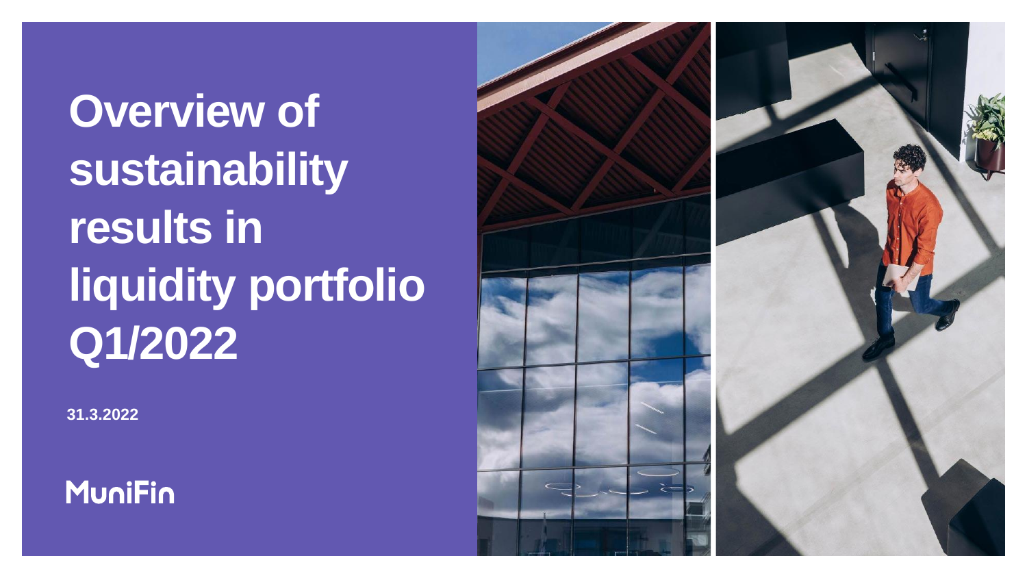# Overview of sustainability results in liquidity portfolio Q1/2022

**31.3.2022**

MuniFin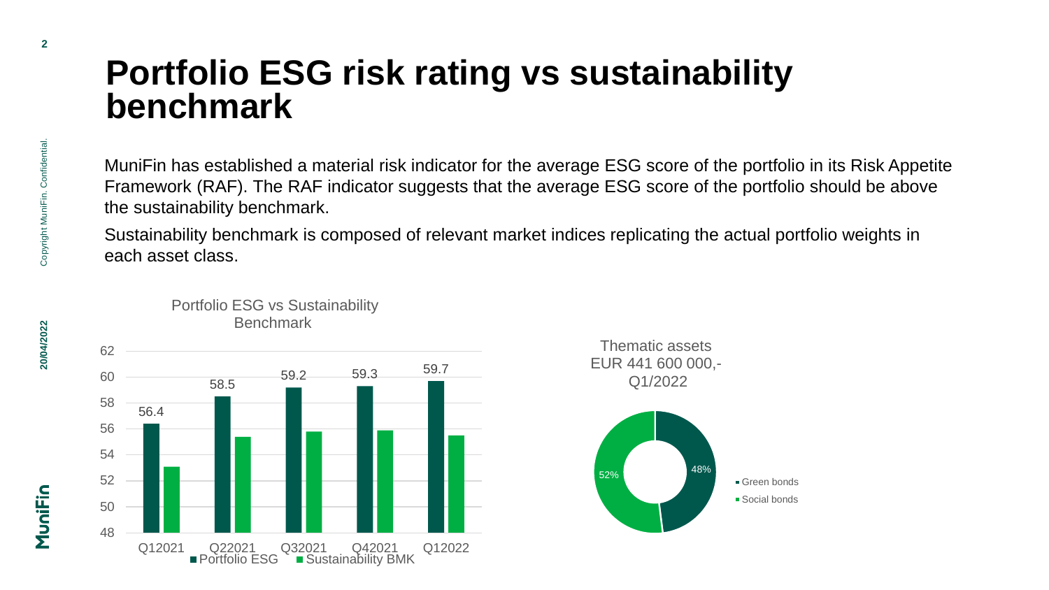# Portfolio ESG risk rating vs sustainability benchmark

MuniFin has established a material risk indicator for the average ESG score of the portfolio in its Risk Appetite Framework (RAF). The RAF indicator suggests that the average ESG score of the portfolio should be above the sustainability benchmark.

Sustainability benchmark is composed of relevant market indices replicating the actual portfolio weights in each asset class.

Portfolio ESG vs Sustainability Benchmark

| | Q12021 | Q22021 | Q32021 | Q42021 | Q12022 |
|---|---|---|---|---|---|
| Portfolio ESG | 56.4 | 58.5 | 59.2 | 59.3 | 59.7 |

Thematic assets EUR 441 600 000,- Q1/2022

| | Share |
|---|---|
| Green bonds | 48% |
| Social bonds | 52% |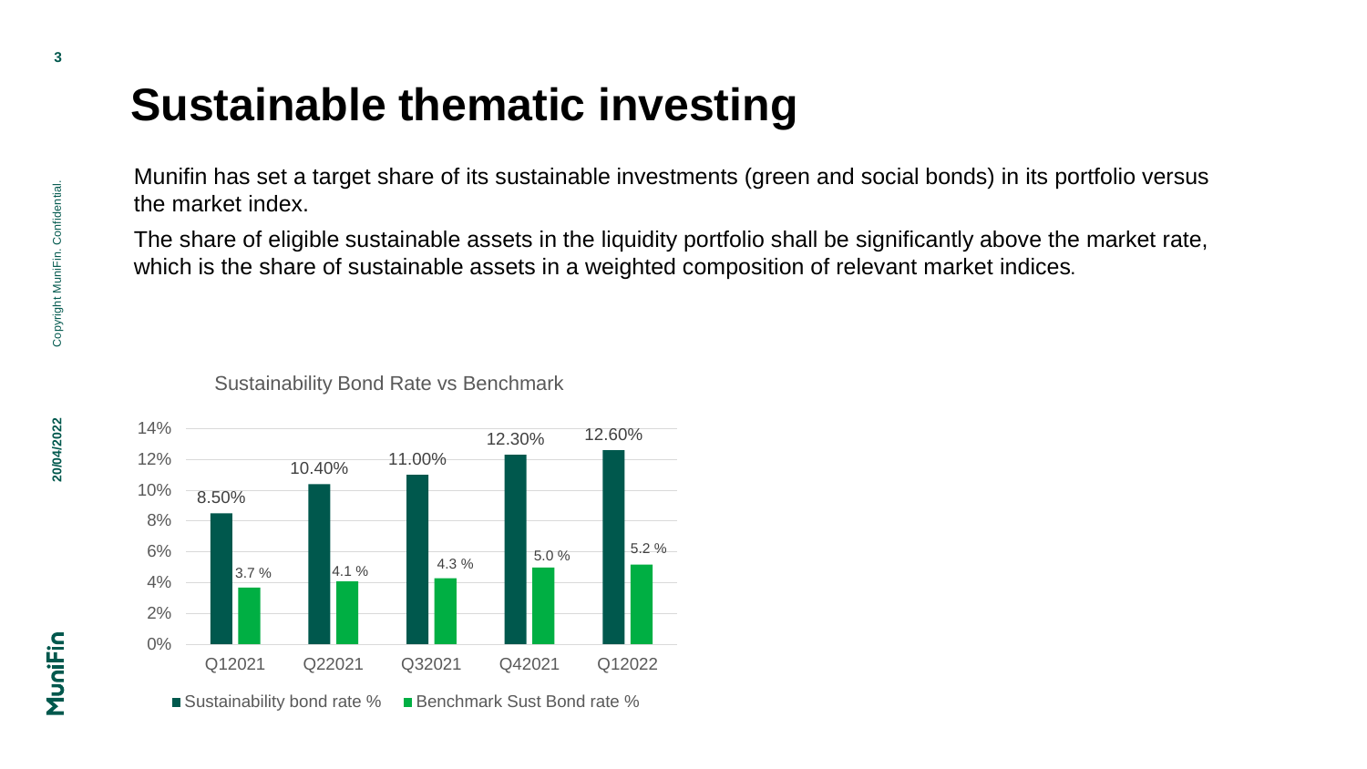# Sustainable thematic investing

Munifin has set a target share of its sustainable investments (green and social bonds) in its portfolio versus the market index.

The share of eligible sustainable assets in the liquidity portfolio shall be significantly above the market rate, which is the share of sustainable assets in a weighted composition of relevant market indices.

Sustainability Bond Rate vs Benchmark

| | Q12021 | Q22021 | Q32021 | Q42021 | Q12022 |
|---|---|---|---|---|---|
| Sustainability bond rate % | 8.50% | 10.40% | 11.00% | 12.30% | 12.60% |
| Benchmark Sust Bond rate % | 3.7 % | 4.1 % | 4.3 % | 5.0 % | 5.2 % |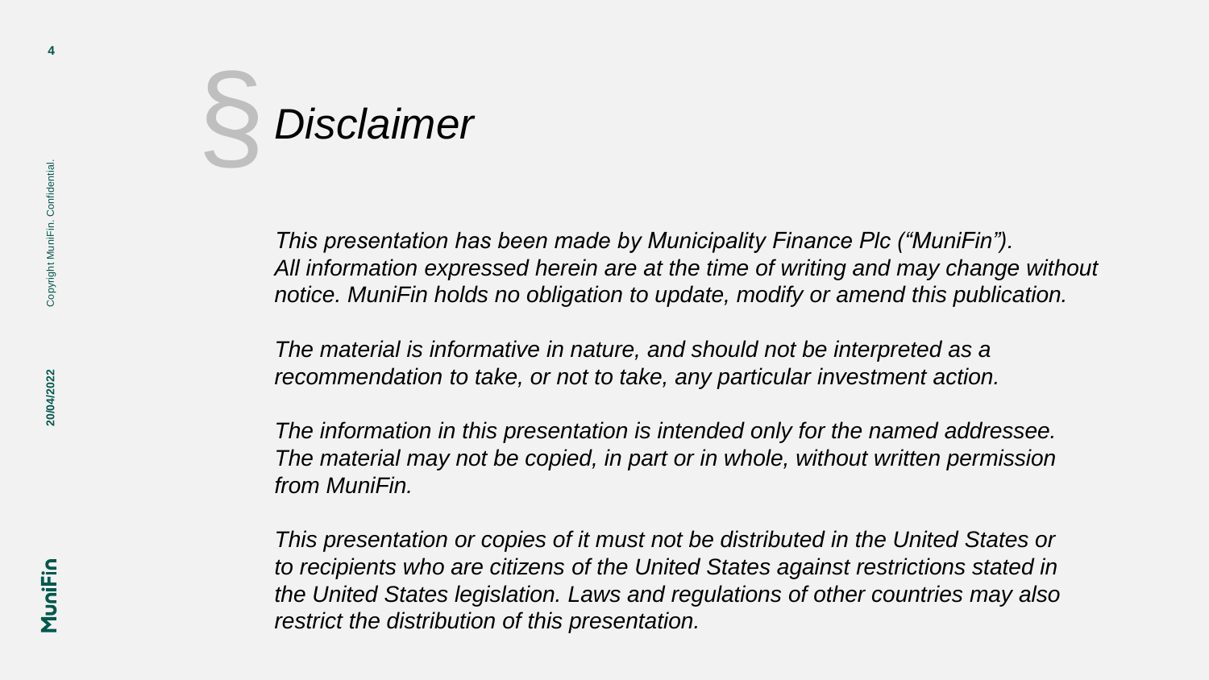# § *Disclaimer*

*This presentation has been made by Municipality Finance Plc ("MuniFin"). All information expressed herein are at the time of writing and may change without notice. MuniFin holds no obligation to update, modify or amend this publication.*

*The material is informative in nature, and should not be interpreted as a recommendation to take, or not to take, any particular investment action.*

*The information in this presentation is intended only for the named addressee. The material may not be copied, in part or in whole, without written permission from MuniFin.*

*This presentation or copies of it must not be distributed in the United States or to recipients who are citizens of the United States against restrictions stated in the United States legislation. Laws and regulations of other countries may also restrict the distribution of this presentation.*